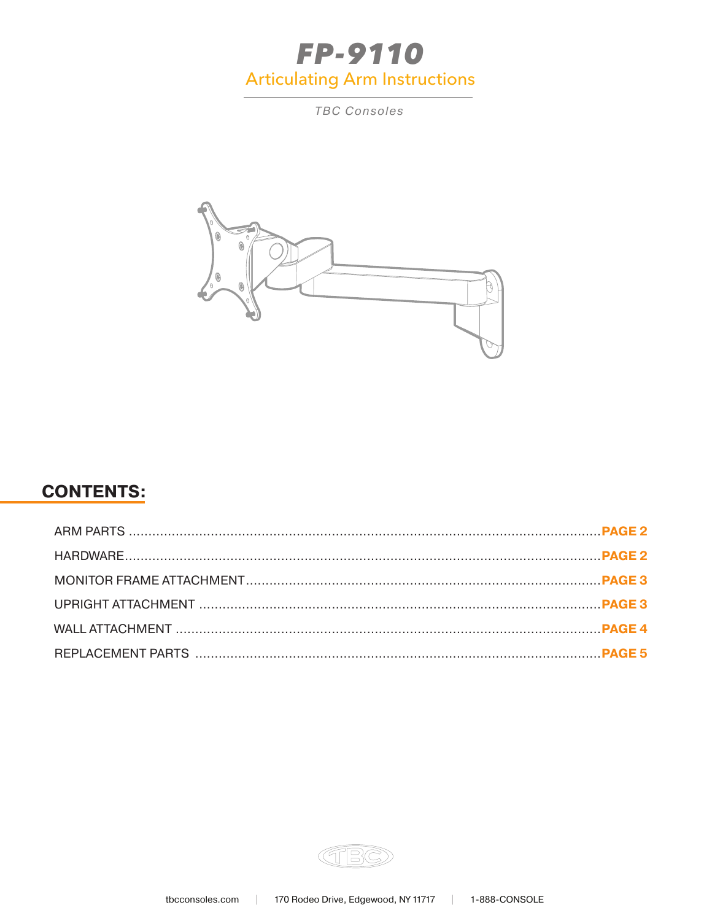# FP-9110

## Articulating Arm Instructions

*TBC Consoles*

## CONTENTS:

| | |
|---|---|
| ARM PARTS | **PAGE 2** |
| HARDWARE | **PAGE 2** |
| MONITOR FRAME ATTACHMENT | **PAGE 3** |
| UPRIGHT ATTACHMENT | **PAGE 3** |
| WALL ATTACHMENT | **PAGE 4** |
| REPLACEMENT PARTS | **PAGE 5** |

tbcconsoles.com | 170 Rodeo Drive, Edgewood, NY 11717 | 1-888-CONSOLE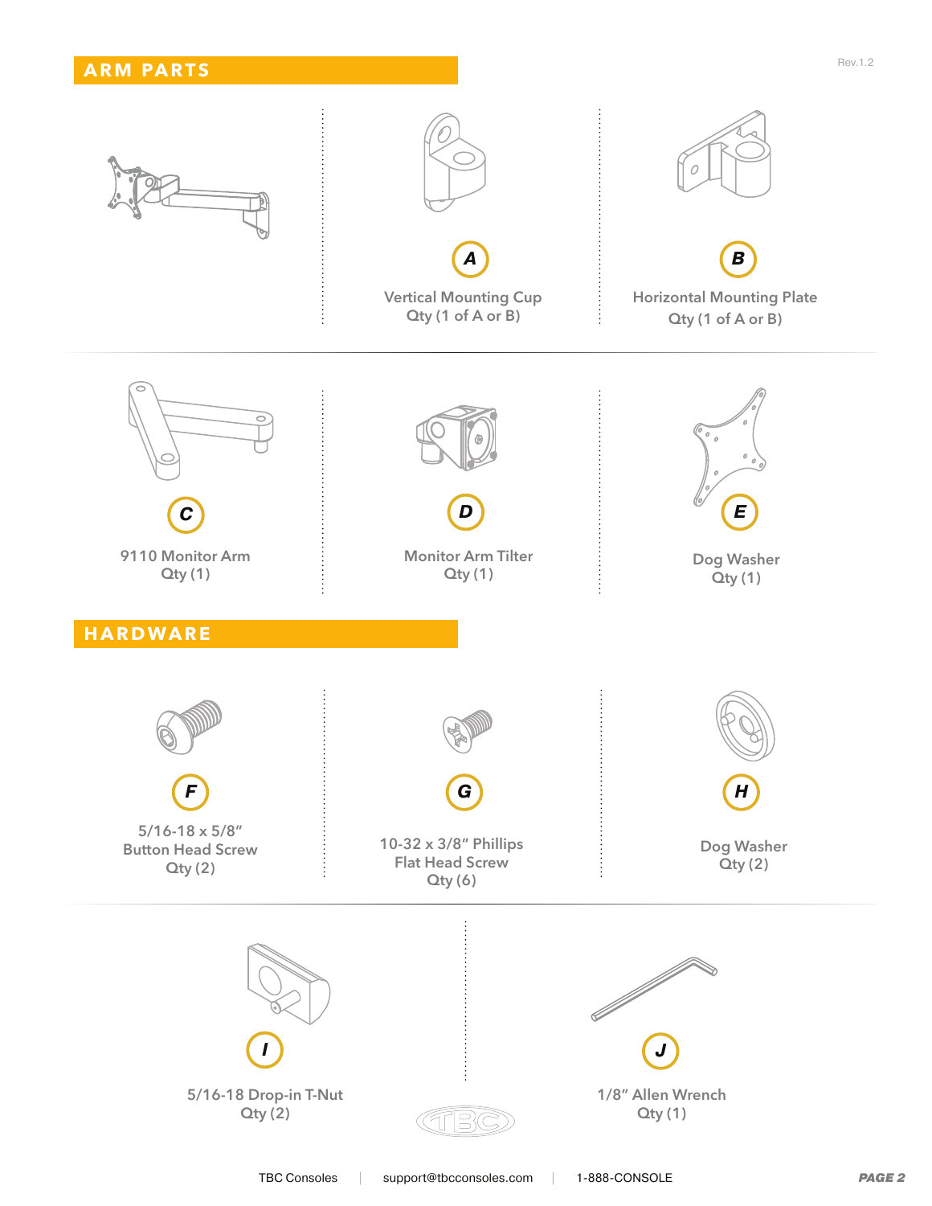## ARM PARTS

**A**
Vertical Mounting Cup
Qty (1 of A or B)

**B**
Horizontal Mounting Plate
Qty (1 of A or B)

**C**
9110 Monitor Arm
Qty (1)

**D**
Monitor Arm Tilter
Qty (1)

**E**
Dog Washer
Qty (1)

## HARDWARE

**F**
5/16-18 x 5/8" Button Head Screw
Qty (2)

**G**
10-32 x 3/8" Phillips Flat Head Screw
Qty (6)

**H**
Dog Washer
Qty (2)

**I**
5/16-18 Drop-in T-Nut
Qty (2)

**J**
1/8" Allen Wrench
Qty (1)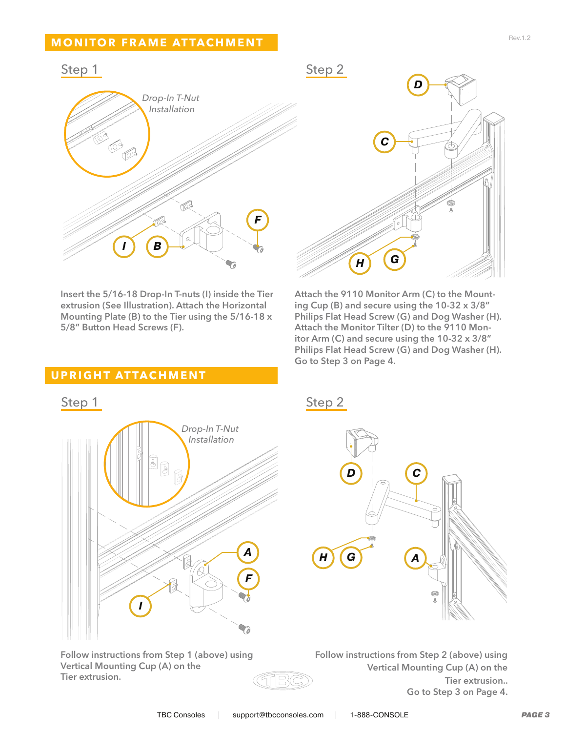## MONITOR FRAME ATTACHMENT

### Step 1

*Drop-In T-Nut Installation*

Insert the 5/16-18 Drop-In T-nuts (I) inside the Tier extrusion (See Illustration). Attach the Horizontal Mounting Plate (B) to the Tier using the 5/16-18 x 5/8” Button Head Screws (F).

### Step 2

Attach the 9110 Monitor Arm (C) to the Mounting Cup (B) and secure using the 10-32 x 3/8” Philips Flat Head Screw (G) and Dog Washer (H). Attach the Monitor Tilter (D) to the 9110 Monitor Arm (C) and secure using the 10-32 x 3/8” Philips Flat Head Screw (G) and Dog Washer (H). Go to Step 3 on Page 4.

## UPRIGHT ATTACHMENT

### Step 1

*Drop-In T-Nut Installation*

Follow instructions from Step 1 (above) using Vertical Mounting Cup (A) on the Tier extrusion.

### Step 2

Follow instructions from Step 2 (above) using Vertical Mounting Cup (A) on the Tier extrusion..
Go to Step 3 on Page 4.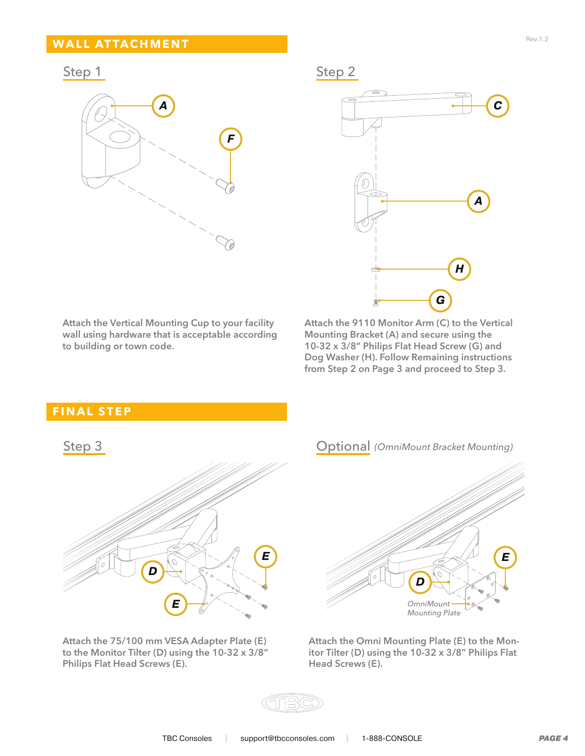## WALL ATTACHMENT

### Step 1

Attach the Vertical Mounting Cup to your facility wall using hardware that is acceptable according to building or town code.

### Step 2

Attach the 9110 Monitor Arm (C) to the Vertical Mounting Bracket (A) and secure using the 10-32 x 3/8" Philips Flat Head Screw (G) and Dog Washer (H). Follow Remaining instructions from Step 2 on Page 3 and proceed to Step 3.

## FINAL STEP

### Step 3

Attach the 75/100 mm VESA Adapter Plate (E) to the Monitor Tilter (D) using the 10-32 x 3/8" Philips Flat Head Screws (E).

### Optional *(OmniMount Bracket Mounting)*

Attach the Omni Mounting Plate (E) to the Monitor Tilter (D) using the 10-32 x 3/8" Philips Flat Head Screws (E).

TBC Consoles | support@tbcconsoles.com | 1-888-CONSOLE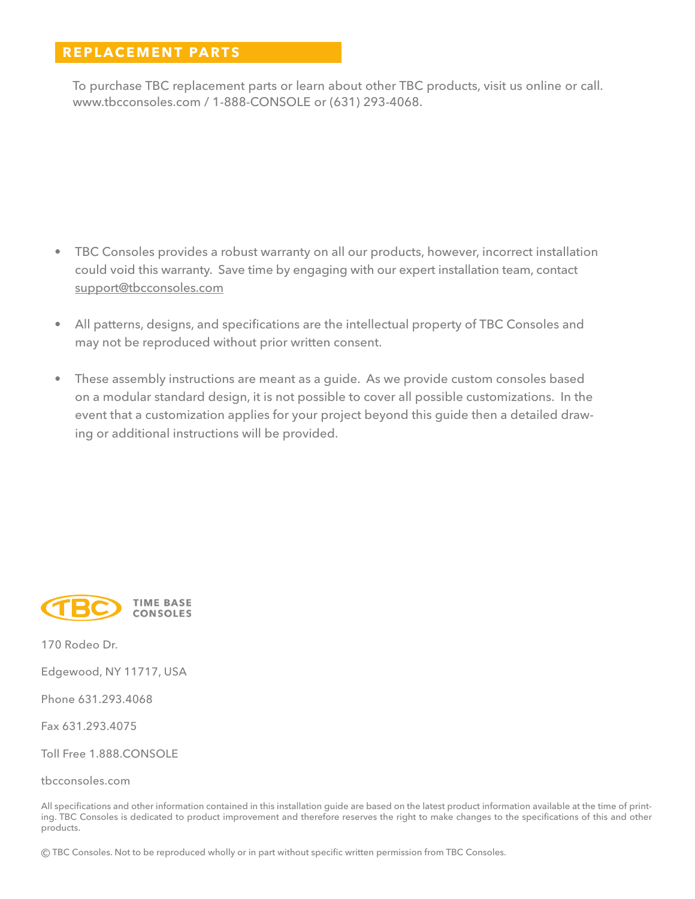## REPLACEMENT PARTS

To purchase TBC replacement parts or learn about other TBC products, visit us online or call. www.tbcconsoles.com / 1-888-CONSOLE or (631) 293-4068.

- TBC Consoles provides a robust warranty on all our products, however, incorrect installation could void this warranty. Save time by engaging with our expert installation team, contact support@tbcconsoles.com
- All patterns, designs, and specifications are the intellectual property of TBC Consoles and may not be reproduced without prior written consent.
- These assembly instructions are meant as a guide. As we provide custom consoles based on a modular standard design, it is not possible to cover all possible customizations. In the event that a customization applies for your project beyond this guide then a detailed drawing or additional instructions will be provided.

TBC TIME BASE CONSOLES

170 Rodeo Dr.

Edgewood, NY 11717, USA

Phone 631.293.4068

Fax 631.293.4075

Toll Free 1.888.CONSOLE

tbcconsoles.com

All specifications and other information contained in this installation guide are based on the latest product information available at the time of printing. TBC Consoles is dedicated to product improvement and therefore reserves the right to make changes to the specifications of this and other products.

© TBC Consoles. Not to be reproduced wholly or in part without specific written permission from TBC Consoles.